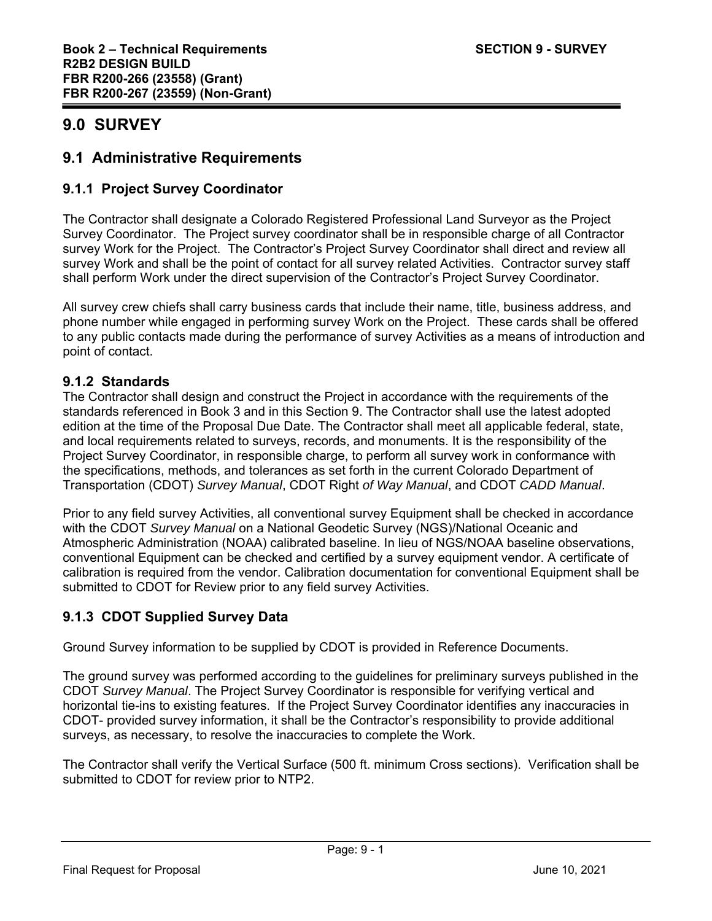# 9.0 SURVEY

## 9.1 Administrative Requirements

### 9.1.1 Project Survey Coordinator

The Contractor shall designate a Colorado Registered Professional Land Surveyor as the Project Survey Coordinator. The Project survey coordinator shall be in responsible charge of all Contractor survey Work for the Project. The Contractor's Project Survey Coordinator shall direct and review all survey Work and shall be the point of contact for all survey related Activities. Contractor survey staff shall perform Work under the direct supervision of the Contractor's Project Survey Coordinator.

All survey crew chiefs shall carry business cards that include their name, title, business address, and phone number while engaged in performing survey Work on the Project. These cards shall be offered to any public contacts made during the performance of survey Activities as a means of introduction and point of contact.

### 9.1.2 Standards

The Contractor shall design and construct the Project in accordance with the requirements of the standards referenced in Book 3 and in this Section 9. The Contractor shall use the latest adopted edition at the time of the Proposal Due Date. The Contractor shall meet all applicable federal, state, and local requirements related to surveys, records, and monuments. It is the responsibility of the Project Survey Coordinator, in responsible charge, to perform all survey work in conformance with the specifications, methods, and tolerances as set forth in the current Colorado Department of Transportation (CDOT) *Survey Manual*, CDOT Right *of Way Manual*, and CDOT *CADD Manual*.

Prior to any field survey Activities, all conventional survey Equipment shall be checked in accordance with the CDOT *Survey Manual* on a National Geodetic Survey (NGS)/National Oceanic and Atmospheric Administration (NOAA) calibrated baseline. In lieu of NGS/NOAA baseline observations, conventional Equipment can be checked and certified by a survey equipment vendor. A certificate of calibration is required from the vendor. Calibration documentation for conventional Equipment shall be submitted to CDOT for Review prior to any field survey Activities.

### 9.1.3 CDOT Supplied Survey Data

Ground Survey information to be supplied by CDOT is provided in Reference Documents.

The ground survey was performed according to the guidelines for preliminary surveys published in the CDOT *Survey Manual*. The Project Survey Coordinator is responsible for verifying vertical and horizontal tie-ins to existing features. If the Project Survey Coordinator identifies any inaccuracies in CDOT- provided survey information, it shall be the Contractor's responsibility to provide additional surveys, as necessary, to resolve the inaccuracies to complete the Work.

The Contractor shall verify the Vertical Surface (500 ft. minimum Cross sections). Verification shall be submitted to CDOT for review prior to NTP2.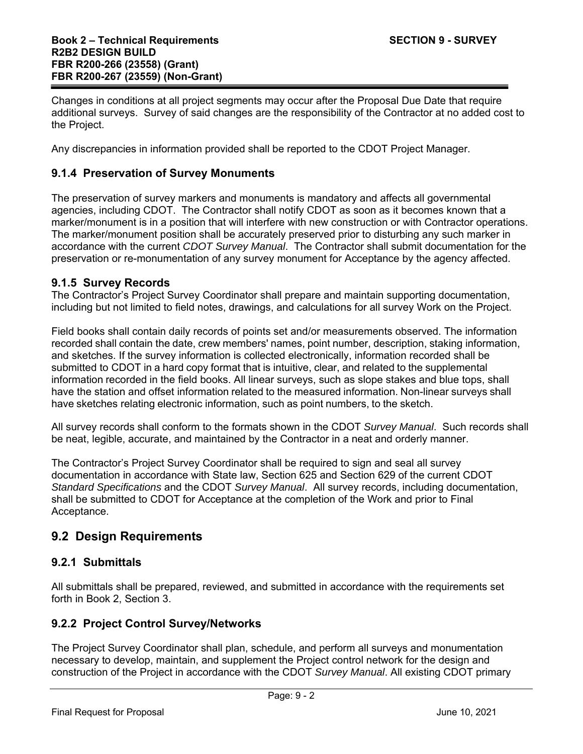Changes in conditions at all project segments may occur after the Proposal Due Date that require additional surveys. Survey of said changes are the responsibility of the Contractor at no added cost to the Project.

Any discrepancies in information provided shall be reported to the CDOT Project Manager.

### 9.1.4 Preservation of Survey Monuments

The preservation of survey markers and monuments is mandatory and affects all governmental agencies, including CDOT. The Contractor shall notify CDOT as soon as it becomes known that a marker/monument is in a position that will interfere with new construction or with Contractor operations. The marker/monument position shall be accurately preserved prior to disturbing any such marker in accordance with the current *CDOT Survey Manual*. The Contractor shall submit documentation for the preservation or re-monumentation of any survey monument for Acceptance by the agency affected.

### 9.1.5 Survey Records

The Contractor's Project Survey Coordinator shall prepare and maintain supporting documentation, including but not limited to field notes, drawings, and calculations for all survey Work on the Project.

Field books shall contain daily records of points set and/or measurements observed. The information recorded shall contain the date, crew members' names, point number, description, staking information, and sketches. If the survey information is collected electronically, information recorded shall be submitted to CDOT in a hard copy format that is intuitive, clear, and related to the supplemental information recorded in the field books. All linear surveys, such as slope stakes and blue tops, shall have the station and offset information related to the measured information. Non-linear surveys shall have sketches relating electronic information, such as point numbers, to the sketch.

All survey records shall conform to the formats shown in the CDOT *Survey Manual*. Such records shall be neat, legible, accurate, and maintained by the Contractor in a neat and orderly manner.

The Contractor's Project Survey Coordinator shall be required to sign and seal all survey documentation in accordance with State law, Section 625 and Section 629 of the current CDOT *Standard Specifications* and the CDOT *Survey Manual*. All survey records, including documentation, shall be submitted to CDOT for Acceptance at the completion of the Work and prior to Final Acceptance.

## 9.2 Design Requirements

### 9.2.1 Submittals

All submittals shall be prepared, reviewed, and submitted in accordance with the requirements set forth in Book 2, Section 3.

### 9.2.2 Project Control Survey/Networks

The Project Survey Coordinator shall plan, schedule, and perform all surveys and monumentation necessary to develop, maintain, and supplement the Project control network for the design and construction of the Project in accordance with the CDOT *Survey Manual*. All existing CDOT primary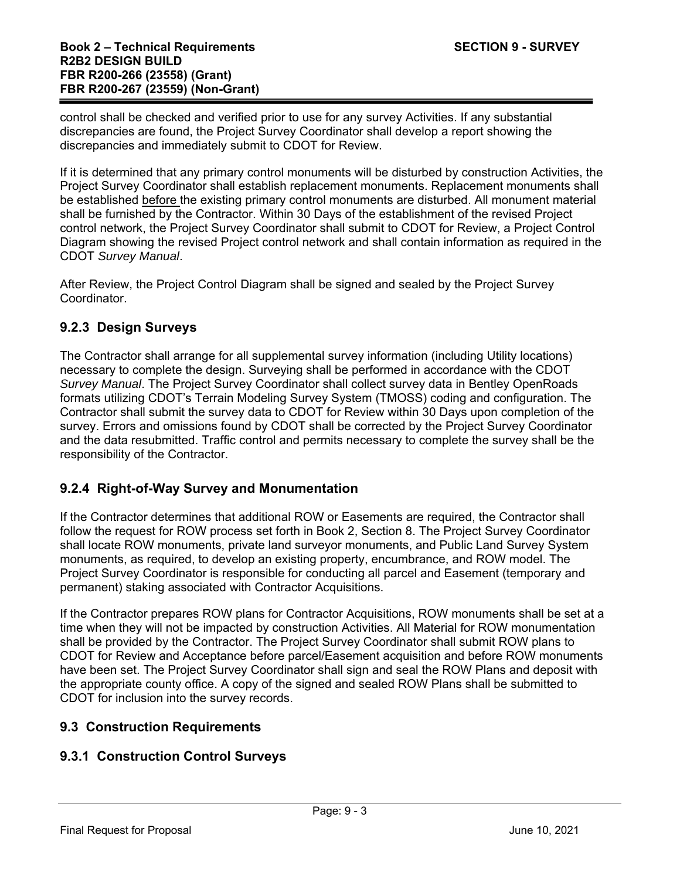control shall be checked and verified prior to use for any survey Activities. If any substantial discrepancies are found, the Project Survey Coordinator shall develop a report showing the discrepancies and immediately submit to CDOT for Review.

If it is determined that any primary control monuments will be disturbed by construction Activities, the Project Survey Coordinator shall establish replacement monuments. Replacement monuments shall be established <u>before</u> the existing primary control monuments are disturbed. All monument material shall be furnished by the Contractor. Within 30 Days of the establishment of the revised Project control network, the Project Survey Coordinator shall submit to CDOT for Review, a Project Control Diagram showing the revised Project control network and shall contain information as required in the CDOT *Survey Manual*.

After Review, the Project Control Diagram shall be signed and sealed by the Project Survey Coordinator.

### 9.2.3 Design Surveys

The Contractor shall arrange for all supplemental survey information (including Utility locations) necessary to complete the design. Surveying shall be performed in accordance with the CDOT *Survey Manual*. The Project Survey Coordinator shall collect survey data in Bentley OpenRoads formats utilizing CDOT's Terrain Modeling Survey System (TMOSS) coding and configuration. The Contractor shall submit the survey data to CDOT for Review within 30 Days upon completion of the survey. Errors and omissions found by CDOT shall be corrected by the Project Survey Coordinator and the data resubmitted. Traffic control and permits necessary to complete the survey shall be the responsibility of the Contractor.

### 9.2.4 Right-of-Way Survey and Monumentation

If the Contractor determines that additional ROW or Easements are required, the Contractor shall follow the request for ROW process set forth in Book 2, Section 8. The Project Survey Coordinator shall locate ROW monuments, private land surveyor monuments, and Public Land Survey System monuments, as required, to develop an existing property, encumbrance, and ROW model. The Project Survey Coordinator is responsible for conducting all parcel and Easement (temporary and permanent) staking associated with Contractor Acquisitions.

If the Contractor prepares ROW plans for Contractor Acquisitions, ROW monuments shall be set at a time when they will not be impacted by construction Activities. All Material for ROW monumentation shall be provided by the Contractor. The Project Survey Coordinator shall submit ROW plans to CDOT for Review and Acceptance before parcel/Easement acquisition and before ROW monuments have been set. The Project Survey Coordinator shall sign and seal the ROW Plans and deposit with the appropriate county office. A copy of the signed and sealed ROW Plans shall be submitted to CDOT for inclusion into the survey records.

## 9.3 Construction Requirements

### 9.3.1 Construction Control Surveys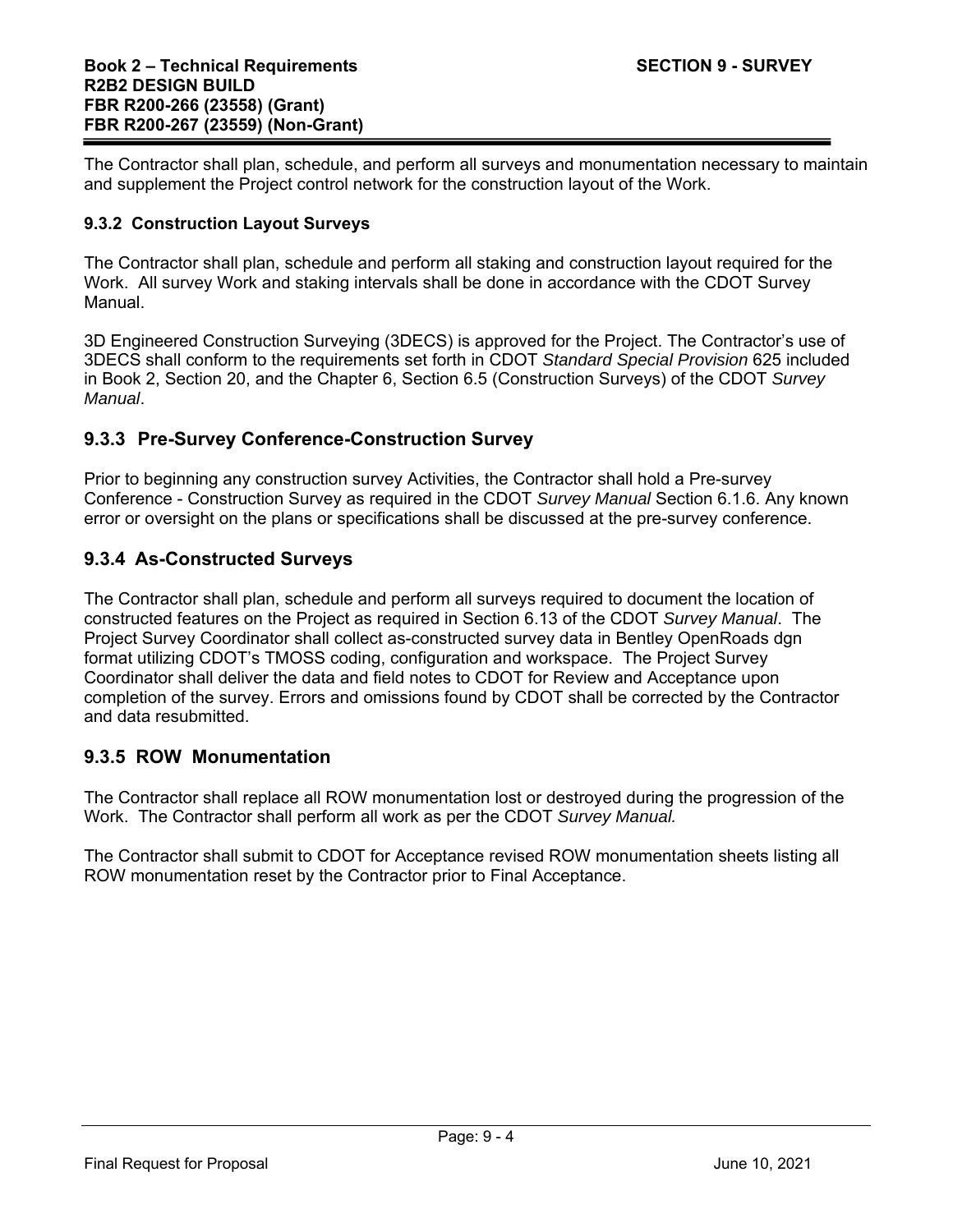The Contractor shall plan, schedule, and perform all surveys and monumentation necessary to maintain and supplement the Project control network for the construction layout of the Work.

#### 9.3.2 Construction Layout Surveys

The Contractor shall plan, schedule and perform all staking and construction layout required for the Work. All survey Work and staking intervals shall be done in accordance with the CDOT Survey Manual.

3D Engineered Construction Surveying (3DECS) is approved for the Project. The Contractor's use of 3DECS shall conform to the requirements set forth in CDOT *Standard Special Provision* 625 included in Book 2, Section 20, and the Chapter 6, Section 6.5 (Construction Surveys) of the CDOT *Survey Manual*.

### 9.3.3 Pre-Survey Conference-Construction Survey

Prior to beginning any construction survey Activities, the Contractor shall hold a Pre-survey Conference - Construction Survey as required in the CDOT *Survey Manual* Section 6.1.6. Any known error or oversight on the plans or specifications shall be discussed at the pre-survey conference.

### 9.3.4 As-Constructed Surveys

The Contractor shall plan, schedule and perform all surveys required to document the location of constructed features on the Project as required in Section 6.13 of the CDOT *Survey Manual*. The Project Survey Coordinator shall collect as-constructed survey data in Bentley OpenRoads dgn format utilizing CDOT's TMOSS coding, configuration and workspace. The Project Survey Coordinator shall deliver the data and field notes to CDOT for Review and Acceptance upon completion of the survey. Errors and omissions found by CDOT shall be corrected by the Contractor and data resubmitted.

### 9.3.5 ROW Monumentation

The Contractor shall replace all ROW monumentation lost or destroyed during the progression of the Work. The Contractor shall perform all work as per the CDOT *Survey Manual.*

The Contractor shall submit to CDOT for Acceptance revised ROW monumentation sheets listing all ROW monumentation reset by the Contractor prior to Final Acceptance.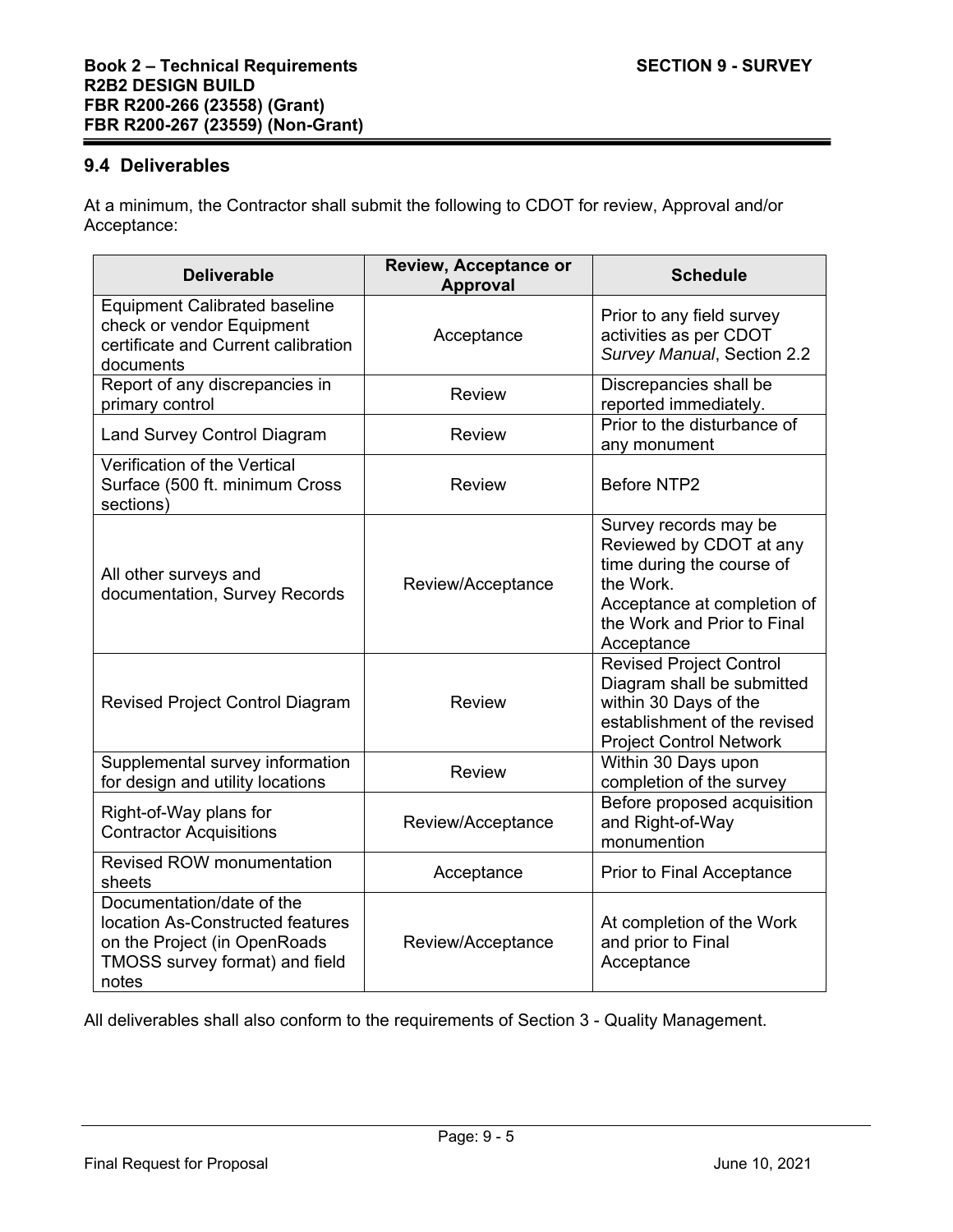## 9.4 Deliverables

At a minimum, the Contractor shall submit the following to CDOT for review, Approval and/or Acceptance:

| Deliverable | Review, Acceptance or Approval | Schedule |
|---|---|---|
| Equipment Calibrated baseline check or vendor Equipment certificate and Current calibration documents | Acceptance | Prior to any field survey activities as per CDOT *Survey Manual*, Section 2.2 |
| Report of any discrepancies in primary control | Review | Discrepancies shall be reported immediately. |
| Land Survey Control Diagram | Review | Prior to the disturbance of any monument |
| Verification of the Vertical Surface (500 ft. minimum Cross sections) | Review | Before NTP2 |
| All other surveys and documentation, Survey Records | Review/Acceptance | Survey records may be Reviewed by CDOT at any time during the course of the Work. Acceptance at completion of the Work and Prior to Final Acceptance |
| Revised Project Control Diagram | Review | Revised Project Control Diagram shall be submitted within 30 Days of the establishment of the revised Project Control Network |
| Supplemental survey information for design and utility locations | Review | Within 30 Days upon completion of the survey |
| Right-of-Way plans for Contractor Acquisitions | Review/Acceptance | Before proposed acquisition and Right-of-Way monumention |
| Revised ROW monumentation sheets | Acceptance | Prior to Final Acceptance |
| Documentation/date of the location As-Constructed features on the Project (in OpenRoads TMOSS survey format) and field notes | Review/Acceptance | At completion of the Work and prior to Final Acceptance |

All deliverables shall also conform to the requirements of Section 3 - Quality Management.